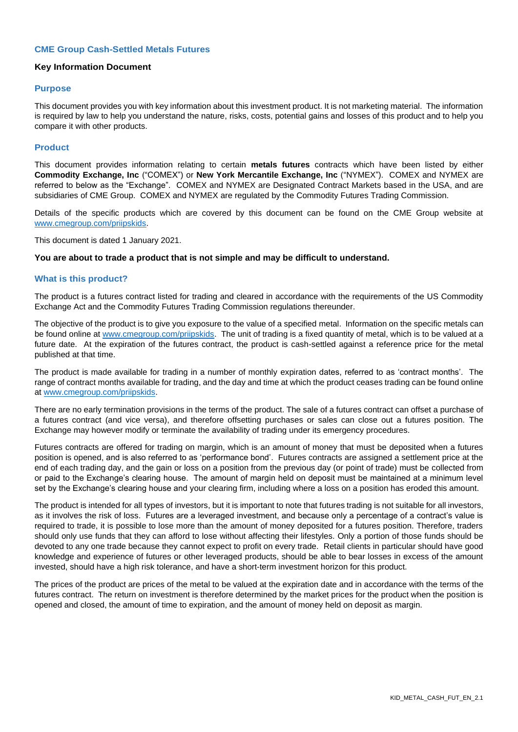## CME Group Cash-Settled Metals Futures

### Key Information Document

### Purpose

This document provides you with key information about this investment product. It is not marketing material. The information is required by law to help you understand the nature, risks, costs, potential gains and losses of this product and to help you compare it with other products.

### Product

This document provides information relating to certain **metals futures** contracts which have been listed by either **Commodity Exchange, Inc** ("COMEX") or **New York Mercantile Exchange, Inc** ("NYMEX"). COMEX and NYMEX are referred to below as the "Exchange". COMEX and NYMEX are Designated Contract Markets based in the USA, and are subsidiaries of CME Group. COMEX and NYMEX are regulated by the Commodity Futures Trading Commission.

Details of the specific products which are covered by this document can be found on the CME Group website at www.cmegroup.com/priipskids.

This document is dated 1 January 2021.

**You are about to trade a product that is not simple and may be difficult to understand.**

### What is this product?

The product is a futures contract listed for trading and cleared in accordance with the requirements of the US Commodity Exchange Act and the Commodity Futures Trading Commission regulations thereunder.

The objective of the product is to give you exposure to the value of a specified metal. Information on the specific metals can be found online at www.cmegroup.com/priipskids. The unit of trading is a fixed quantity of metal, which is to be valued at a future date. At the expiration of the futures contract, the product is cash-settled against a reference price for the metal published at that time.

The product is made available for trading in a number of monthly expiration dates, referred to as 'contract months'. The range of contract months available for trading, and the day and time at which the product ceases trading can be found online at www.cmegroup.com/priipskids.

There are no early termination provisions in the terms of the product. The sale of a futures contract can offset a purchase of a futures contract (and vice versa), and therefore offsetting purchases or sales can close out a futures position. The Exchange may however modify or terminate the availability of trading under its emergency procedures.

Futures contracts are offered for trading on margin, which is an amount of money that must be deposited when a futures position is opened, and is also referred to as 'performance bond'. Futures contracts are assigned a settlement price at the end of each trading day, and the gain or loss on a position from the previous day (or point of trade) must be collected from or paid to the Exchange's clearing house. The amount of margin held on deposit must be maintained at a minimum level set by the Exchange's clearing house and your clearing firm, including where a loss on a position has eroded this amount.

The product is intended for all types of investors, but it is important to note that futures trading is not suitable for all investors, as it involves the risk of loss. Futures are a leveraged investment, and because only a percentage of a contract's value is required to trade, it is possible to lose more than the amount of money deposited for a futures position. Therefore, traders should only use funds that they can afford to lose without affecting their lifestyles. Only a portion of those funds should be devoted to any one trade because they cannot expect to profit on every trade. Retail clients in particular should have good knowledge and experience of futures or other leveraged products, should be able to bear losses in excess of the amount invested, should have a high risk tolerance, and have a short-term investment horizon for this product.

The prices of the product are prices of the metal to be valued at the expiration date and in accordance with the terms of the futures contract. The return on investment is therefore determined by the market prices for the product when the position is opened and closed, the amount of time to expiration, and the amount of money held on deposit as margin.

KID_METAL_CASH_FUT_EN_2.1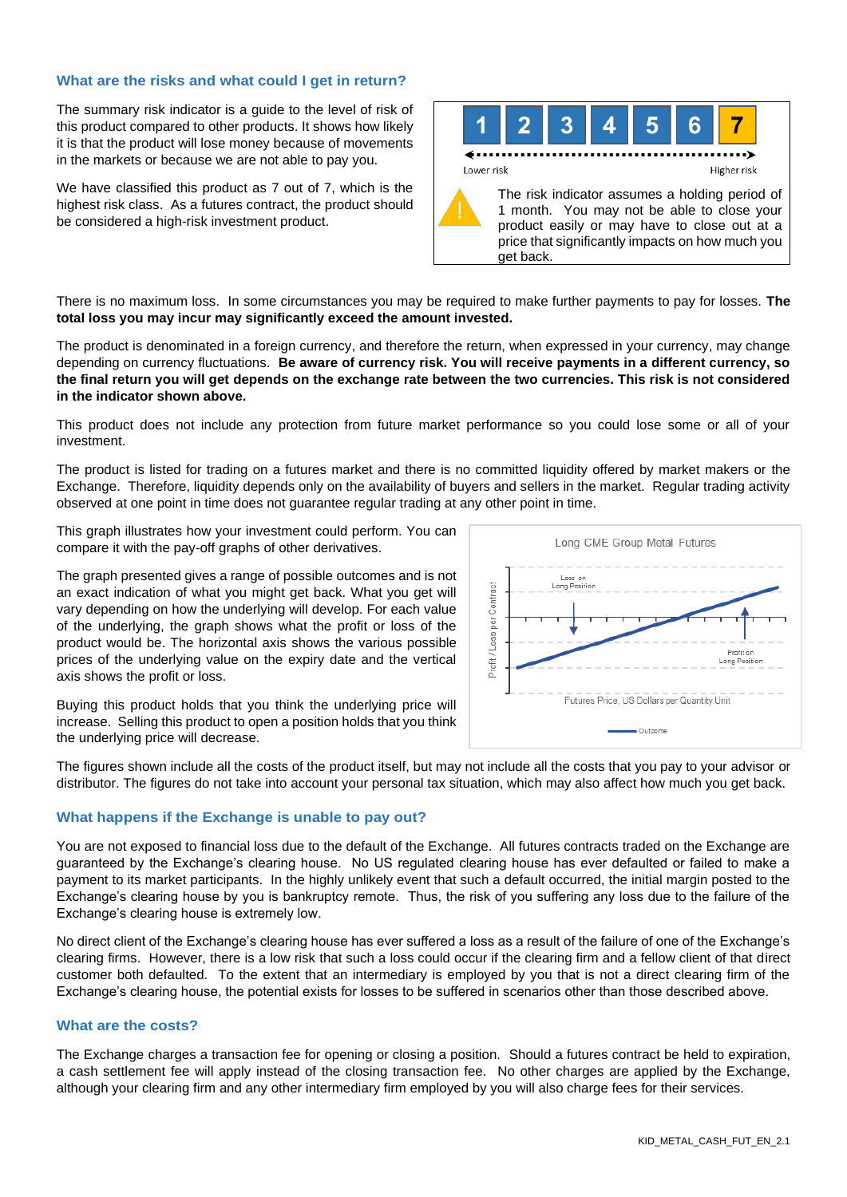## What are the risks and what could I get in return?

The summary risk indicator is a guide to the level of risk of this product compared to other products. It shows how likely it is that the product will lose money because of movements in the markets or because we are not able to pay you.

We have classified this product as 7 out of 7, which is the highest risk class. As a futures contract, the product should be considered a high-risk investment product.

| 1 | 2 | 3 | 4 | 5 | 6 | 7 |
|---|---|---|---|---|---|---|

Lower risk — Higher risk

The risk indicator assumes a holding period of 1 month. You may not be able to close your product easily or may have to close out at a price that significantly impacts on how much you get back.

There is no maximum loss. In some circumstances you may be required to make further payments to pay for losses. **The total loss you may incur may significantly exceed the amount invested.**

The product is denominated in a foreign currency, and therefore the return, when expressed in your currency, may change depending on currency fluctuations. **Be aware of currency risk. You will receive payments in a different currency, so the final return you will get depends on the exchange rate between the two currencies. This risk is not considered in the indicator shown above.**

This product does not include any protection from future market performance so you could lose some or all of your investment.

The product is listed for trading on a futures market and there is no committed liquidity offered by market makers or the Exchange. Therefore, liquidity depends only on the availability of buyers and sellers in the market. Regular trading activity observed at one point in time does not guarantee regular trading at any other point in time.

This graph illustrates how your investment could perform. You can compare it with the pay-off graphs of other derivatives.

The graph presented gives a range of possible outcomes and is not an exact indication of what you might get back. What you get will vary depending on how the underlying will develop. For each value of the underlying, the graph shows what the profit or loss of the product would be. The horizontal axis shows the various possible prices of the underlying value on the expiry date and the vertical axis shows the profit or loss.

Buying this product holds that you think the underlying price will increase. Selling this product to open a position holds that you think the underlying price will decrease.

Long CME Group Metal Futures

Loss on Long Position

Profit on Long Position

Profit / Loss per Contract

Futures Price, US Dollars per Quantity Unit

Outcome

The figures shown include all the costs of the product itself, but may not include all the costs that you pay to your advisor or distributor. The figures do not take into account your personal tax situation, which may also affect how much you get back.

## What happens if the Exchange is unable to pay out?

You are not exposed to financial loss due to the default of the Exchange. All futures contracts traded on the Exchange are guaranteed by the Exchange's clearing house. No US regulated clearing house has ever defaulted or failed to make a payment to its market participants. In the highly unlikely event that such a default occurred, the initial margin posted to the Exchange's clearing house by you is bankruptcy remote. Thus, the risk of you suffering any loss due to the failure of the Exchange's clearing house is extremely low.

No direct client of the Exchange's clearing house has ever suffered a loss as a result of the failure of one of the Exchange's clearing firms. However, there is a low risk that such a loss could occur if the clearing firm and a fellow client of that direct customer both defaulted. To the extent that an intermediary is employed by you that is not a direct clearing firm of the Exchange's clearing house, the potential exists for losses to be suffered in scenarios other than those described above.

## What are the costs?

The Exchange charges a transaction fee for opening or closing a position. Should a futures contract be held to expiration, a cash settlement fee will apply instead of the closing transaction fee. No other charges are applied by the Exchange, although your clearing firm and any other intermediary firm employed by you will also charge fees for their services.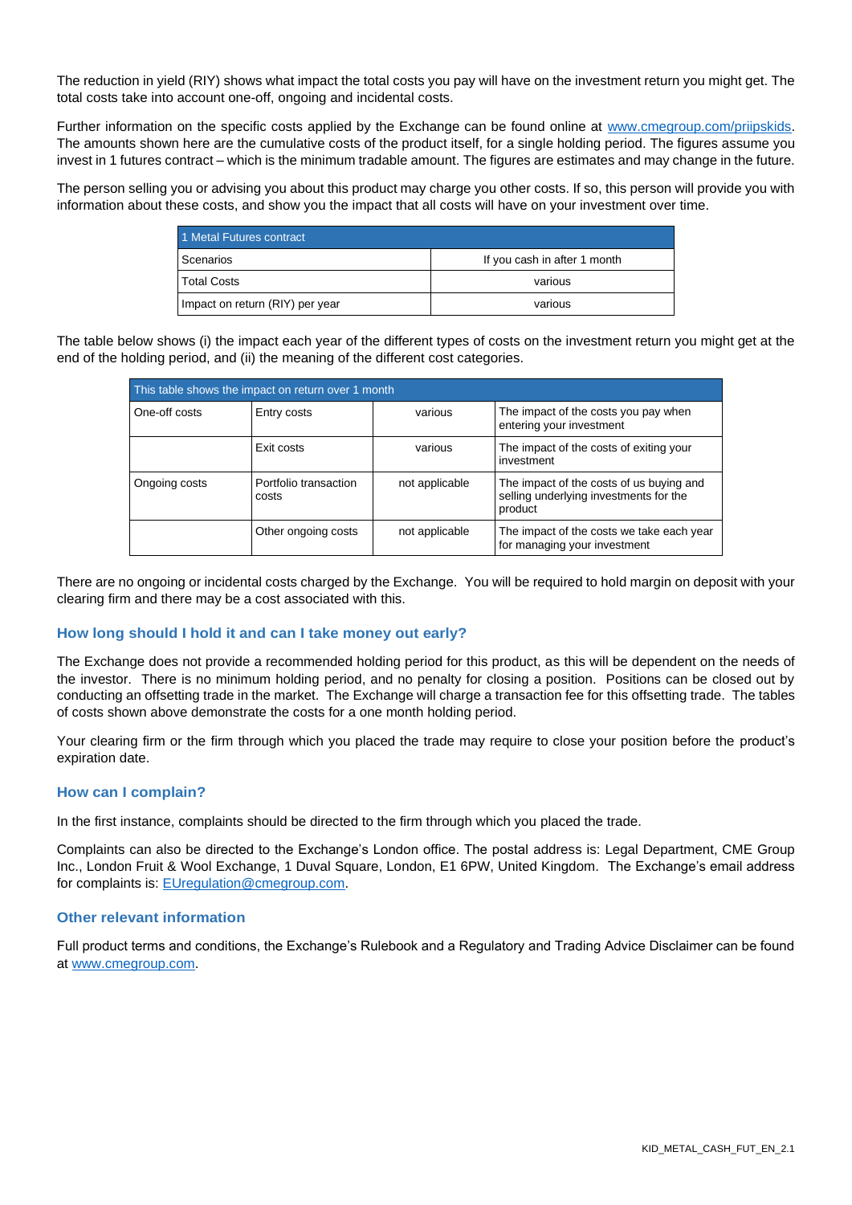The reduction in yield (RIY) shows what impact the total costs you pay will have on the investment return you might get. The total costs take into account one-off, ongoing and incidental costs.

Further information on the specific costs applied by the Exchange can be found online at www.cmegroup.com/priipskids. The amounts shown here are the cumulative costs of the product itself, for a single holding period. The figures assume you invest in 1 futures contract – which is the minimum tradable amount. The figures are estimates and may change in the future.

The person selling you or advising you about this product may charge you other costs. If so, this person will provide you with information about these costs, and show you the impact that all costs will have on your investment over time.

| 1 Metal Futures contract | |
|---|---|
| Scenarios | If you cash in after 1 month |
| Total Costs | various |
| Impact on return (RIY) per year | various |

The table below shows (i) the impact each year of the different types of costs on the investment return you might get at the end of the holding period, and (ii) the meaning of the different cost categories.

| This table shows the impact on return over 1 month | | | |
|---|---|---|---|
| One-off costs | Entry costs | various | The impact of the costs you pay when entering your investment |
| | Exit costs | various | The impact of the costs of exiting your investment |
| Ongoing costs | Portfolio transaction costs | not applicable | The impact of the costs of us buying and selling underlying investments for the product |
| | Other ongoing costs | not applicable | The impact of the costs we take each year for managing your investment |

There are no ongoing or incidental costs charged by the Exchange. You will be required to hold margin on deposit with your clearing firm and there may be a cost associated with this.

## How long should I hold it and can I take money out early?

The Exchange does not provide a recommended holding period for this product, as this will be dependent on the needs of the investor. There is no minimum holding period, and no penalty for closing a position. Positions can be closed out by conducting an offsetting trade in the market. The Exchange will charge a transaction fee for this offsetting trade. The tables of costs shown above demonstrate the costs for a one month holding period.

Your clearing firm or the firm through which you placed the trade may require to close your position before the product's expiration date.

## How can I complain?

In the first instance, complaints should be directed to the firm through which you placed the trade.

Complaints can also be directed to the Exchange's London office. The postal address is: Legal Department, CME Group Inc., London Fruit & Wool Exchange, 1 Duval Square, London, E1 6PW, United Kingdom. The Exchange's email address for complaints is: EUregulation@cmegroup.com.

## Other relevant information

Full product terms and conditions, the Exchange's Rulebook and a Regulatory and Trading Advice Disclaimer can be found at www.cmegroup.com.

KID_METAL_CASH_FUT_EN_2.1